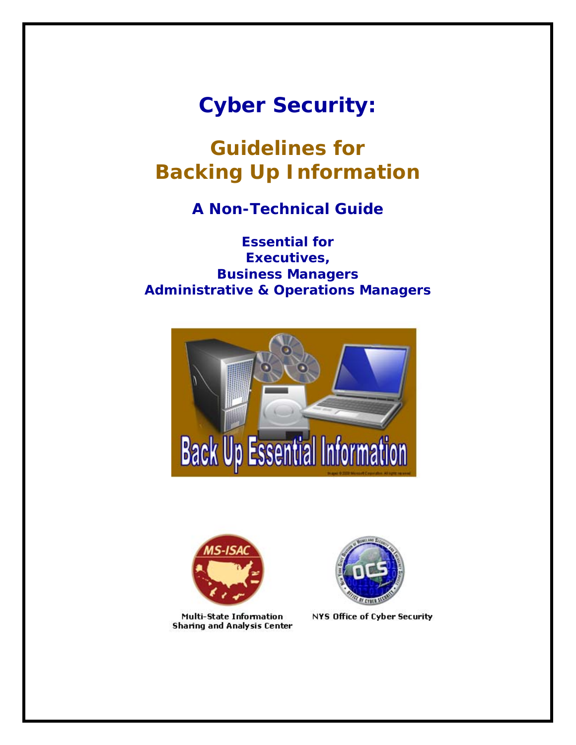# Cyber Security:

## Guidelines for Backing Up Information

### A Non-Technical Guide

**Essential for**
**Executives,**
**Business Managers**
**Administrative & Operations Managers**

Multi-State Information Sharing and Analysis Center

NYS Office of Cyber Security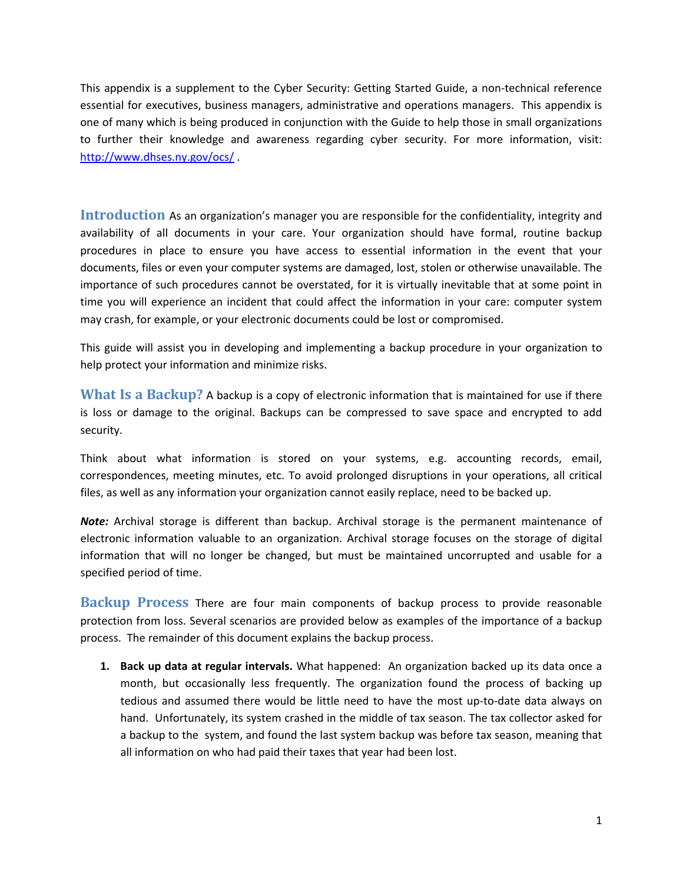This appendix is a supplement to the Cyber Security: Getting Started Guide, a non-technical reference essential for executives, business managers, administrative and operations managers. This appendix is one of many which is being produced in conjunction with the Guide to help those in small organizations to further their knowledge and awareness regarding cyber security. For more information, visit: [http://www.dhses.ny.gov/ocs/](http://www.dhses.ny.gov/ocs/) .

## Introduction

As an organization's manager you are responsible for the confidentiality, integrity and availability of all documents in your care. Your organization should have formal, routine backup procedures in place to ensure you have access to essential information in the event that your documents, files or even your computer systems are damaged, lost, stolen or otherwise unavailable. The importance of such procedures cannot be overstated, for it is virtually inevitable that at some point in time you will experience an incident that could affect the information in your care: computer system may crash, for example, or your electronic documents could be lost or compromised.

This guide will assist you in developing and implementing a backup procedure in your organization to help protect your information and minimize risks.

## What Is a Backup?

A backup is a copy of electronic information that is maintained for use if there is loss or damage to the original. Backups can be compressed to save space and encrypted to add security.

Think about what information is stored on your systems, e.g. accounting records, email, correspondences, meeting minutes, etc. To avoid prolonged disruptions in your operations, all critical files, as well as any information your organization cannot easily replace, need to be backed up.

***Note:*** Archival storage is different than backup. Archival storage is the permanent maintenance of electronic information valuable to an organization. Archival storage focuses on the storage of digital information that will no longer be changed, but must be maintained uncorrupted and usable for a specified period of time.

## Backup Process

There are four main components of backup process to provide reasonable protection from loss. Several scenarios are provided below as examples of the importance of a backup process. The remainder of this document explains the backup process.

1. **Back up data at regular intervals.** What happened: An organization backed up its data once a month, but occasionally less frequently. The organization found the process of backing up tedious and assumed there would be little need to have the most up-to-date data always on hand. Unfortunately, its system crashed in the middle of tax season. The tax collector asked for a backup to the system, and found the last system backup was before tax season, meaning that all information on who had paid their taxes that year had been lost.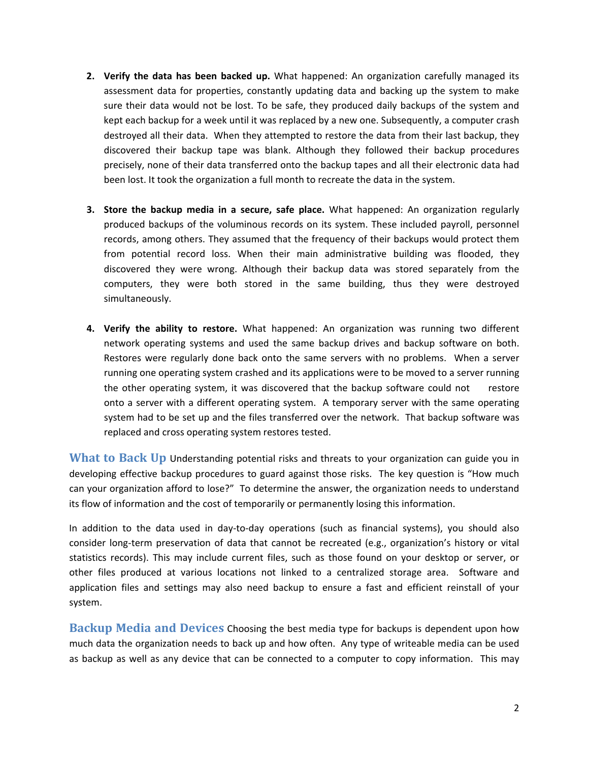2. **Verify the data has been backed up.** What happened: An organization carefully managed its assessment data for properties, constantly updating data and backing up the system to make sure their data would not be lost. To be safe, they produced daily backups of the system and kept each backup for a week until it was replaced by a new one. Subsequently, a computer crash destroyed all their data. When they attempted to restore the data from their last backup, they discovered their backup tape was blank. Although they followed their backup procedures precisely, none of their data transferred onto the backup tapes and all their electronic data had been lost. It took the organization a full month to recreate the data in the system.

3. **Store the backup media in a secure, safe place.** What happened: An organization regularly produced backups of the voluminous records on its system. These included payroll, personnel records, among others. They assumed that the frequency of their backups would protect them from potential record loss. When their main administrative building was flooded, they discovered they were wrong. Although their backup data was stored separately from the computers, they were both stored in the same building, thus they were destroyed simultaneously.

4. **Verify the ability to restore.** What happened: An organization was running two different network operating systems and used the same backup drives and backup software on both. Restores were regularly done back onto the same servers with no problems. When a server running one operating system crashed and its applications were to be moved to a server running the other operating system, it was discovered that the backup software could not restore onto a server with a different operating system. A temporary server with the same operating system had to be set up and the files transferred over the network. That backup software was replaced and cross operating system restores tested.

## What to Back Up

Understanding potential risks and threats to your organization can guide you in developing effective backup procedures to guard against those risks. The key question is "How much can your organization afford to lose?" To determine the answer, the organization needs to understand its flow of information and the cost of temporarily or permanently losing this information.

In addition to the data used in day-to-day operations (such as financial systems), you should also consider long-term preservation of data that cannot be recreated (e.g., organization's history or vital statistics records). This may include current files, such as those found on your desktop or server, or other files produced at various locations not linked to a centralized storage area. Software and application files and settings may also need backup to ensure a fast and efficient reinstall of your system.

## Backup Media and Devices

Choosing the best media type for backups is dependent upon how much data the organization needs to back up and how often. Any type of writeable media can be used as backup as well as any device that can be connected to a computer to copy information. This may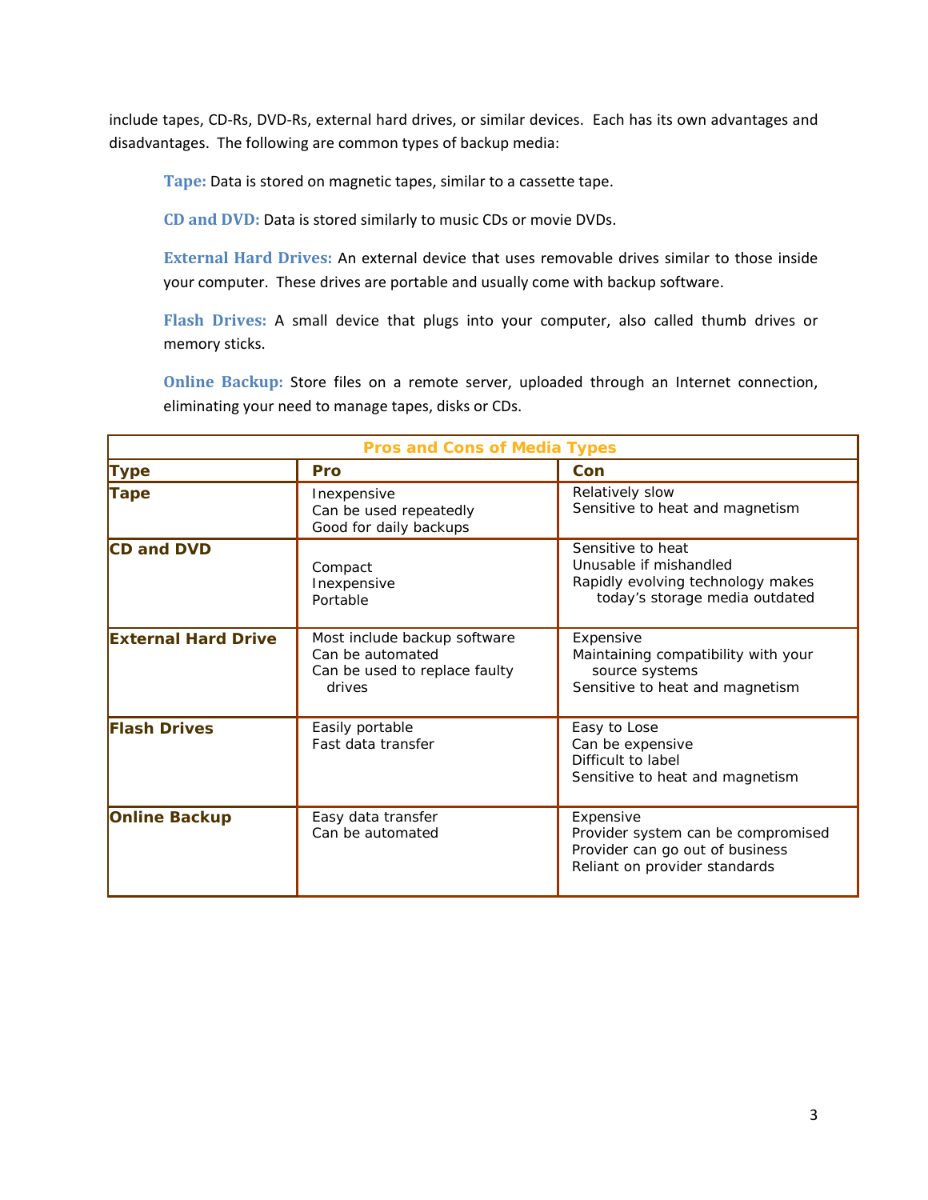include tapes, CD-Rs, DVD-Rs, external hard drives, or similar devices. Each has its own advantages and disadvantages. The following are common types of backup media:

> **Tape:** Data is stored on magnetic tapes, similar to a cassette tape.
>
> **CD and DVD:** Data is stored similarly to music CDs or movie DVDs.
>
> **External Hard Drives:** An external device that uses removable drives similar to those inside your computer. These drives are portable and usually come with backup software.
>
> **Flash Drives:** A small device that plugs into your computer, also called thumb drives or memory sticks.
>
> **Online Backup:** Store files on a remote server, uploaded through an Internet connection, eliminating your need to manage tapes, disks or CDs.

| Pros and Cons of Media Types | | |
|---|---|---|
| **Type** | **Pro** | **Con** |
| **Tape** | Inexpensive<br>Can be used repeatedly<br>Good for daily backups | Relatively slow<br>Sensitive to heat and magnetism |
| **CD and DVD** | Compact<br>Inexpensive<br>Portable | Sensitive to heat<br>Unusable if mishandled<br>Rapidly evolving technology makes today's storage media outdated |
| **External Hard Drive** | Most include backup software<br>Can be automated<br>Can be used to replace faulty drives | Expensive<br>Maintaining compatibility with your source systems<br>Sensitive to heat and magnetism |
| **Flash Drives** | Easily portable<br>Fast data transfer | Easy to Lose<br>Can be expensive<br>Difficult to label<br>Sensitive to heat and magnetism |
| **Online Backup** | Easy data transfer<br>Can be automated | Expensive<br>Provider system can be compromised<br>Provider can go out of business<br>Reliant on provider standards |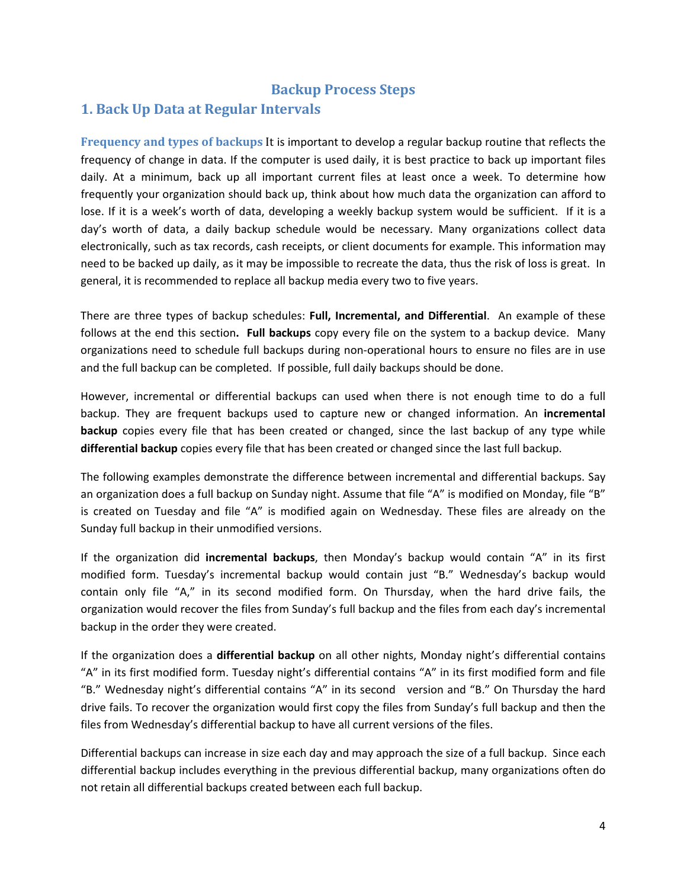## Backup Process Steps

### 1. Back Up Data at Regular Intervals

**Frequency and types of backups** It is important to develop a regular backup routine that reflects the frequency of change in data. If the computer is used daily, it is best practice to back up important files daily. At a minimum, back up all important current files at least once a week. To determine how frequently your organization should back up, think about how much data the organization can afford to lose. If it is a week's worth of data, developing a weekly backup system would be sufficient. If it is a day's worth of data, a daily backup schedule would be necessary. Many organizations collect data electronically, such as tax records, cash receipts, or client documents for example. This information may need to be backed up daily, as it may be impossible to recreate the data, thus the risk of loss is great. In general, it is recommended to replace all backup media every two to five years.

There are three types of backup schedules: **Full, Incremental, and Differential**. An example of these follows at the end this section**.** **Full backups** copy every file on the system to a backup device. Many organizations need to schedule full backups during non-operational hours to ensure no files are in use and the full backup can be completed. If possible, full daily backups should be done.

However, incremental or differential backups can used when there is not enough time to do a full backup. They are frequent backups used to capture new or changed information. An **incremental backup** copies every file that has been created or changed, since the last backup of any type while **differential backup** copies every file that has been created or changed since the last full backup.

The following examples demonstrate the difference between incremental and differential backups. Say an organization does a full backup on Sunday night. Assume that file "A" is modified on Monday, file "B" is created on Tuesday and file "A" is modified again on Wednesday. These files are already on the Sunday full backup in their unmodified versions.

If the organization did **incremental backups**, then Monday's backup would contain "A" in its first modified form. Tuesday's incremental backup would contain just "B." Wednesday's backup would contain only file "A," in its second modified form. On Thursday, when the hard drive fails, the organization would recover the files from Sunday's full backup and the files from each day's incremental backup in the order they were created.

If the organization does a **differential backup** on all other nights, Monday night's differential contains "A" in its first modified form. Tuesday night's differential contains "A" in its first modified form and file "B." Wednesday night's differential contains "A" in its second version and "B." On Thursday the hard drive fails. To recover the organization would first copy the files from Sunday's full backup and then the files from Wednesday's differential backup to have all current versions of the files.

Differential backups can increase in size each day and may approach the size of a full backup. Since each differential backup includes everything in the previous differential backup, many organizations often do not retain all differential backups created between each full backup.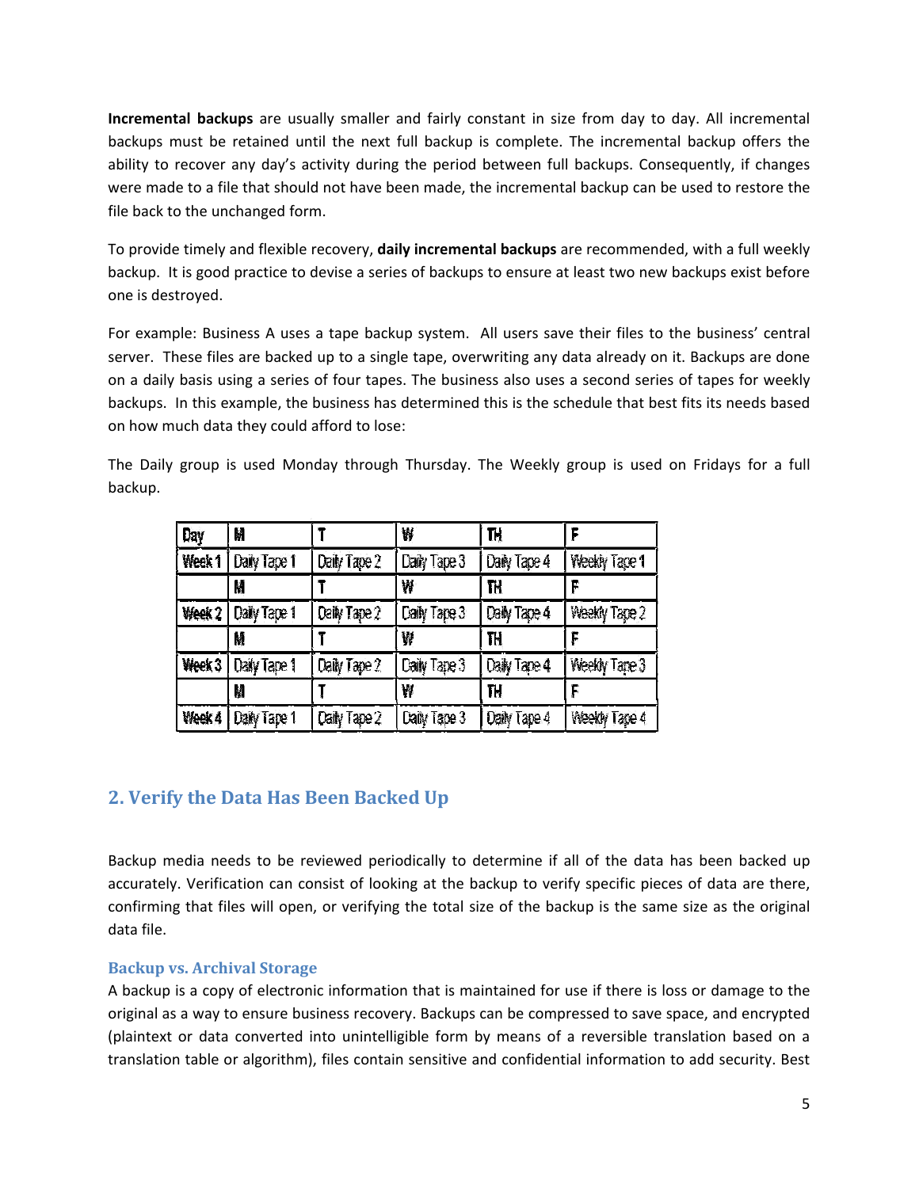**Incremental backups** are usually smaller and fairly constant in size from day to day. All incremental backups must be retained until the next full backup is complete. The incremental backup offers the ability to recover any day's activity during the period between full backups. Consequently, if changes were made to a file that should not have been made, the incremental backup can be used to restore the file back to the unchanged form.

To provide timely and flexible recovery, **daily incremental backups** are recommended, with a full weekly backup. It is good practice to devise a series of backups to ensure at least two new backups exist before one is destroyed.

For example: Business A uses a tape backup system. All users save their files to the business' central server. These files are backed up to a single tape, overwriting any data already on it. Backups are done on a daily basis using a series of four tapes. The business also uses a second series of tapes for weekly backups. In this example, the business has determined this is the schedule that best fits its needs based on how much data they could afford to lose:

The Daily group is used Monday through Thursday. The Weekly group is used on Fridays for a full backup.

| Day | M | T | W | TH | F |
|---|---|---|---|---|---|
| Week 1 | Daily Tape 1 | Daily Tape 2 | Daily Tape 3 | Daily Tape 4 | Weekly Tape 1 |
| | M | T | W | TH | F |
| Week 2 | Daily Tape 1 | Daily Tape 2 | Daily Tape 3 | Daily Tape 4 | Weekly Tape 2 |
| | M | T | W | TH | F |
| Week 3 | Daily Tape 1 | Daily Tape 2 | Daily Tape 3 | Daily Tape 4 | Weekly Tape 3 |
| | M | T | W | TH | F |
| Week 4 | Daily Tape 1 | Daily Tape 2 | Daily Tape 3 | Daily Tape 4 | Weekly Tape 4 |

## 2. Verify the Data Has Been Backed Up

Backup media needs to be reviewed periodically to determine if all of the data has been backed up accurately. Verification can consist of looking at the backup to verify specific pieces of data are there, confirming that files will open, or verifying the total size of the backup is the same size as the original data file.

### Backup vs. Archival Storage

A backup is a copy of electronic information that is maintained for use if there is loss or damage to the original as a way to ensure business recovery. Backups can be compressed to save space, and encrypted (plaintext or data converted into unintelligible form by means of a reversible translation based on a translation table or algorithm), files contain sensitive and confidential information to add security. Best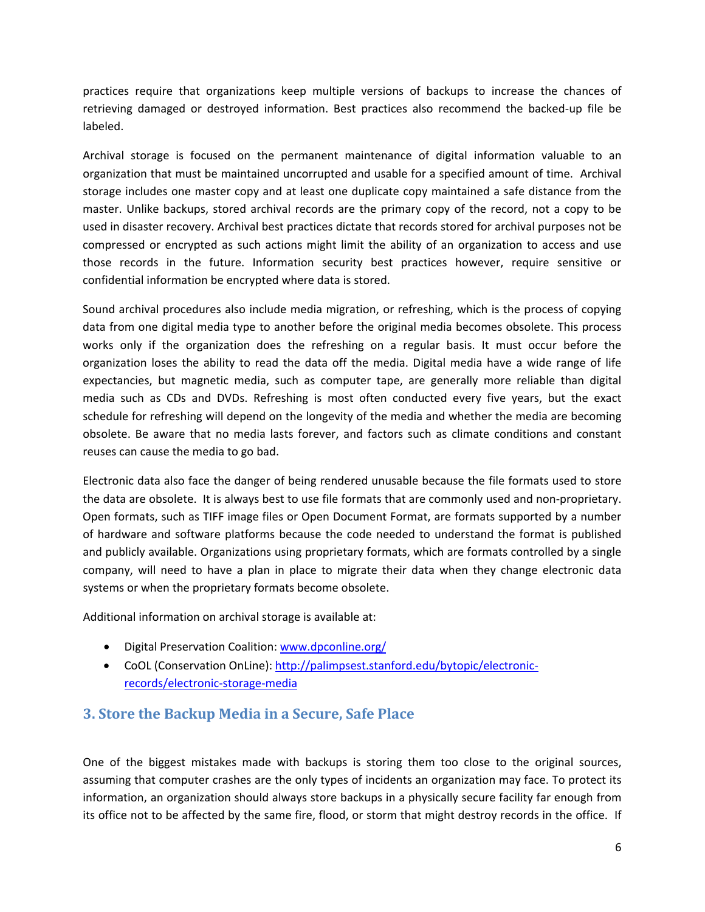practices require that organizations keep multiple versions of backups to increase the chances of retrieving damaged or destroyed information. Best practices also recommend the backed-up file be labeled.

Archival storage is focused on the permanent maintenance of digital information valuable to an organization that must be maintained uncorrupted and usable for a specified amount of time. Archival storage includes one master copy and at least one duplicate copy maintained a safe distance from the master. Unlike backups, stored archival records are the primary copy of the record, not a copy to be used in disaster recovery. Archival best practices dictate that records stored for archival purposes not be compressed or encrypted as such actions might limit the ability of an organization to access and use those records in the future. Information security best practices however, require sensitive or confidential information be encrypted where data is stored.

Sound archival procedures also include media migration, or refreshing, which is the process of copying data from one digital media type to another before the original media becomes obsolete. This process works only if the organization does the refreshing on a regular basis. It must occur before the organization loses the ability to read the data off the media. Digital media have a wide range of life expectancies, but magnetic media, such as computer tape, are generally more reliable than digital media such as CDs and DVDs. Refreshing is most often conducted every five years, but the exact schedule for refreshing will depend on the longevity of the media and whether the media are becoming obsolete. Be aware that no media lasts forever, and factors such as climate conditions and constant reuses can cause the media to go bad.

Electronic data also face the danger of being rendered unusable because the file formats used to store the data are obsolete. It is always best to use file formats that are commonly used and non-proprietary. Open formats, such as TIFF image files or Open Document Format, are formats supported by a number of hardware and software platforms because the code needed to understand the format is published and publicly available. Organizations using proprietary formats, which are formats controlled by a single company, will need to have a plan in place to migrate their data when they change electronic data systems or when the proprietary formats become obsolete.

Additional information on archival storage is available at:

- Digital Preservation Coalition: [www.dpconline.org/](http://www.dpconline.org/)
- CoOL (Conservation OnLine): [http://palimpsest.stanford.edu/bytopic/electronic-records/electronic-storage-media](http://palimpsest.stanford.edu/bytopic/electronic-records/electronic-storage-media)

## 3. Store the Backup Media in a Secure, Safe Place

One of the biggest mistakes made with backups is storing them too close to the original sources, assuming that computer crashes are the only types of incidents an organization may face. To protect its information, an organization should always store backups in a physically secure facility far enough from its office not to be affected by the same fire, flood, or storm that might destroy records in the office. If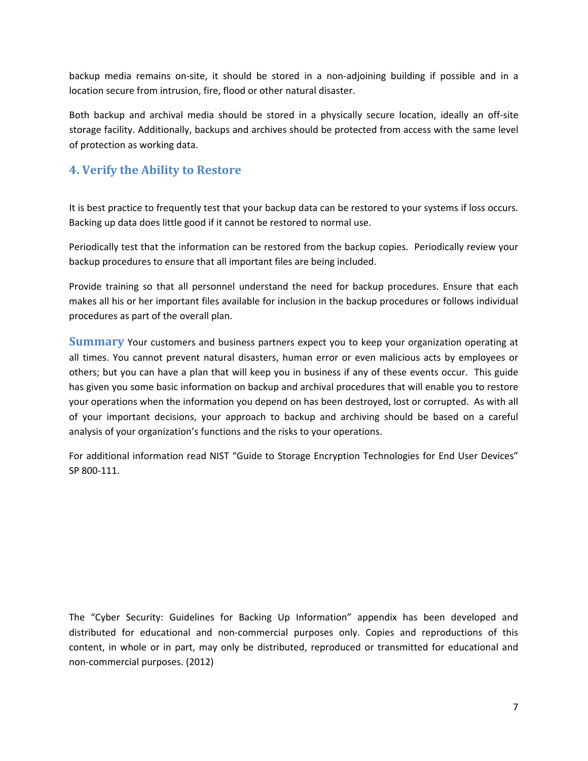backup media remains on-site, it should be stored in a non-adjoining building if possible and in a location secure from intrusion, fire, flood or other natural disaster.

Both backup and archival media should be stored in a physically secure location, ideally an off-site storage facility. Additionally, backups and archives should be protected from access with the same level of protection as working data.

## 4. Verify the Ability to Restore

It is best practice to frequently test that your backup data can be restored to your systems if loss occurs. Backing up data does little good if it cannot be restored to normal use.

Periodically test that the information can be restored from the backup copies. Periodically review your backup procedures to ensure that all important files are being included.

Provide training so that all personnel understand the need for backup procedures. Ensure that each makes all his or her important files available for inclusion in the backup procedures or follows individual procedures as part of the overall plan.

## Summary

Your customers and business partners expect you to keep your organization operating at all times. You cannot prevent natural disasters, human error or even malicious acts by employees or others; but you can have a plan that will keep you in business if any of these events occur. This guide has given you some basic information on backup and archival procedures that will enable you to restore your operations when the information you depend on has been destroyed, lost or corrupted. As with all of your important decisions, your approach to backup and archiving should be based on a careful analysis of your organization's functions and the risks to your operations.

For additional information read NIST "Guide to Storage Encryption Technologies for End User Devices" SP 800-111.

The "Cyber Security: Guidelines for Backing Up Information" appendix has been developed and distributed for educational and non-commercial purposes only. Copies and reproductions of this content, in whole or in part, may only be distributed, reproduced or transmitted for educational and non-commercial purposes. (2012)